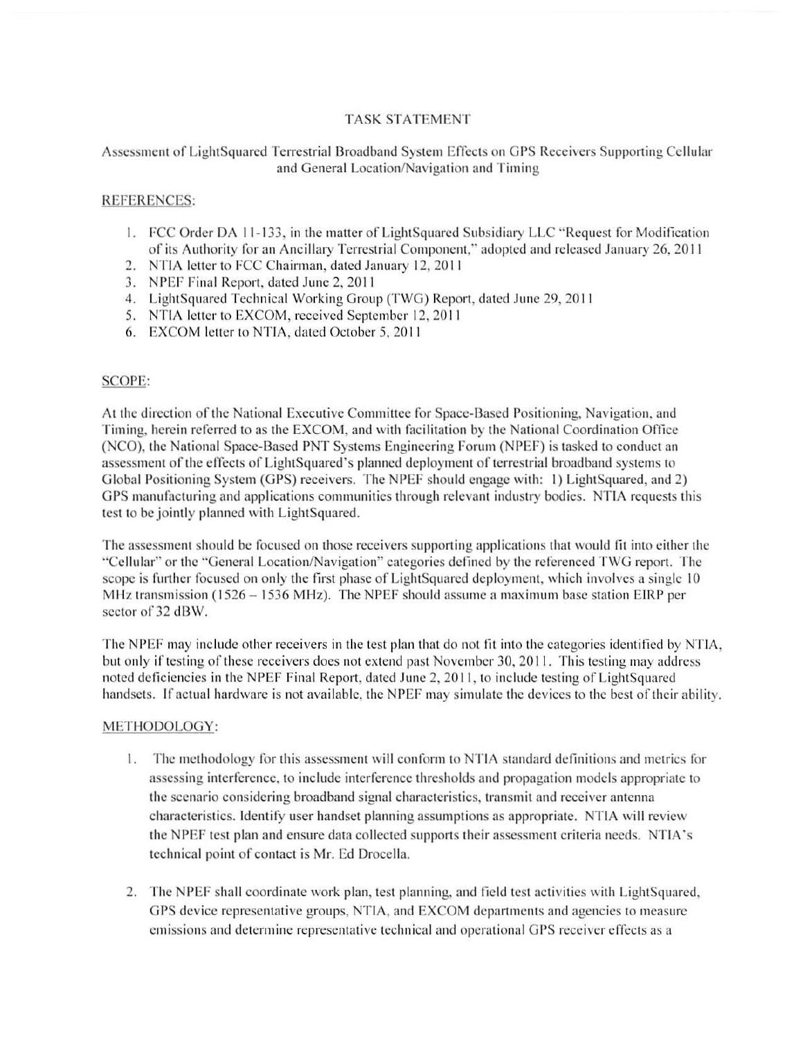# TASK STATEMENT

## Assessment of LightSquared Terrestrial Broadband System Effects on GPS Receivers Supporting Cellular and General Location/Navigation and Timing

### REFERENCES:

1. FCC Order DA 11-133, in the matter of LightSquared Subsidiary LLC "Request for Modification of its Authority for an Ancillary Terrestrial Component," adopted and released January 26, 2011
2. NTIA letter to FCC Chairman, dated January 12, 2011
3. NPEF Final Report, dated June 2, 2011
4. LightSquared Technical Working Group (TWG) Report, dated June 29, 2011
5. NTIA letter to EXCOM, received September 12, 2011
6. EXCOM letter to NTIA, dated October 5, 2011

### SCOPE:

At the direction of the National Executive Committee for Space-Based Positioning, Navigation, and Timing, herein referred to as the EXCOM, and with facilitation by the National Coordination Office (NCO), the National Space-Based PNT Systems Engineering Forum (NPEF) is tasked to conduct an assessment of the effects of LightSquared's planned deployment of terrestrial broadband systems to Global Positioning System (GPS) receivers. The NPEF should engage with: 1) LightSquared, and 2) GPS manufacturing and applications communities through relevant industry bodies. NTIA requests this test to be jointly planned with LightSquared.

The assessment should be focused on those receivers supporting applications that would fit into either the "Cellular" or the "General Location/Navigation" categories defined by the referenced TWG report. The scope is further focused on only the first phase of LightSquared deployment, which involves a single 10 MHz transmission (1526 – 1536 MHz). The NPEF should assume a maximum base station EIRP per sector of 32 dBW.

The NPEF may include other receivers in the test plan that do not fit into the categories identified by NTIA, but only if testing of these receivers does not extend past November 30, 2011. This testing may address noted deficiencies in the NPEF Final Report, dated June 2, 2011, to include testing of LightSquared handsets. If actual hardware is not available, the NPEF may simulate the devices to the best of their ability.

### METHODOLOGY:

1. The methodology for this assessment will conform to NTIA standard definitions and metrics for assessing interference, to include interference thresholds and propagation models appropriate to the scenario considering broadband signal characteristics, transmit and receiver antenna characteristics. Identify user handset planning assumptions as appropriate. NTIA will review the NPEF test plan and ensure data collected supports their assessment criteria needs. NTIA's technical point of contact is Mr. Ed Drocella.

2. The NPEF shall coordinate work plan, test planning, and field test activities with LightSquared, GPS device representative groups, NTIA, and EXCOM departments and agencies to measure emissions and determine representative technical and operational GPS receiver effects as a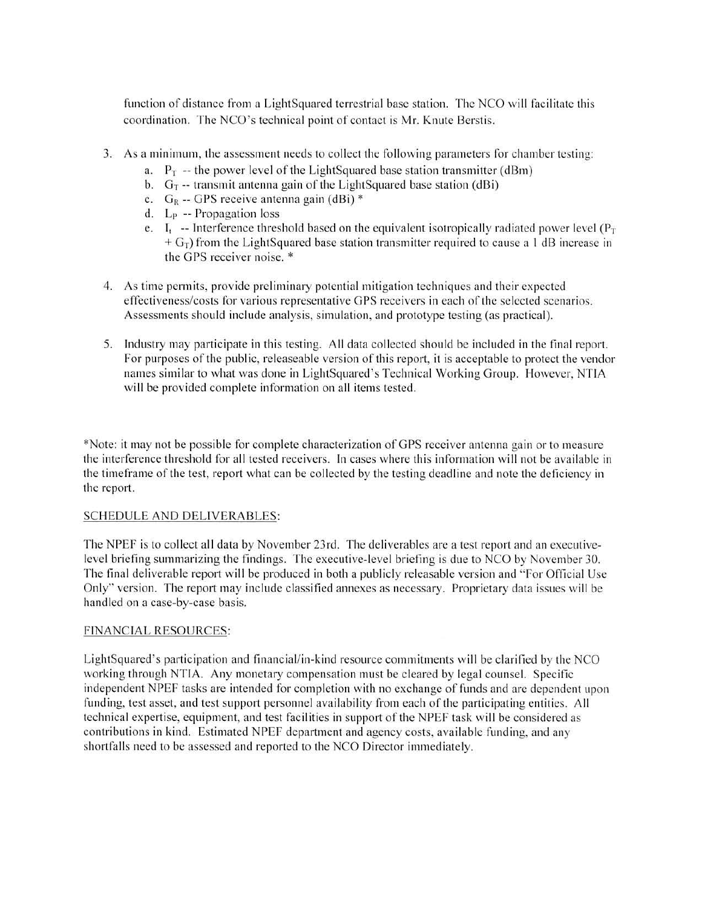function of distance from a LightSquared terrestrial base station. The NCO will facilitate this coordination. The NCO's technical point of contact is Mr. Knute Berstis.

3. As a minimum, the assessment needs to collect the following parameters for chamber testing:
    a. $P_T$ -- the power level of the LightSquared base station transmitter (dBm)
    b. $G_T$ -- transmit antenna gain of the LightSquared base station (dBi)
    c. $G_R$ -- GPS receive antenna gain (dBi) *
    d. $L_P$ -- Propagation loss
    e. $I_t$ -- Interference threshold based on the equivalent isotropically radiated power level ($P_T + G_T$) from the LightSquared base station transmitter required to cause a 1 dB increase in the GPS receiver noise. *

4. As time permits, provide preliminary potential mitigation techniques and their expected effectiveness/costs for various representative GPS receivers in each of the selected scenarios. Assessments should include analysis, simulation, and prototype testing (as practical).

5. Industry may participate in this testing. All data collected should be included in the final report. For purposes of the public, releaseable version of this report, it is acceptable to protect the vendor names similar to what was done in LightSquared's Technical Working Group. However, NTIA will be provided complete information on all items tested.

*Note: it may not be possible for complete characterization of GPS receiver antenna gain or to measure the interference threshold for all tested receivers. In cases where this information will not be available in the timeframe of the test, report what can be collected by the testing deadline and note the deficiency in the report.

## SCHEDULE AND DELIVERABLES:

The NPEF is to collect all data by November 23rd. The deliverables are a test report and an executive-level briefing summarizing the findings. The executive-level briefing is due to NCO by November 30. The final deliverable report will be produced in both a publicly releasable version and "For Official Use Only" version. The report may include classified annexes as necessary. Proprietary data issues will be handled on a case-by-case basis.

## FINANCIAL RESOURCES:

LightSquared's participation and financial/in-kind resource commitments will be clarified by the NCO working through NTIA. Any monetary compensation must be cleared by legal counsel. Specific independent NPEF tasks are intended for completion with no exchange of funds and are dependent upon funding, test asset, and test support personnel availability from each of the participating entities. All technical expertise, equipment, and test facilities in support of the NPEF task will be considered as contributions in kind. Estimated NPEF department and agency costs, available funding, and any shortfalls need to be assessed and reported to the NCO Director immediately.